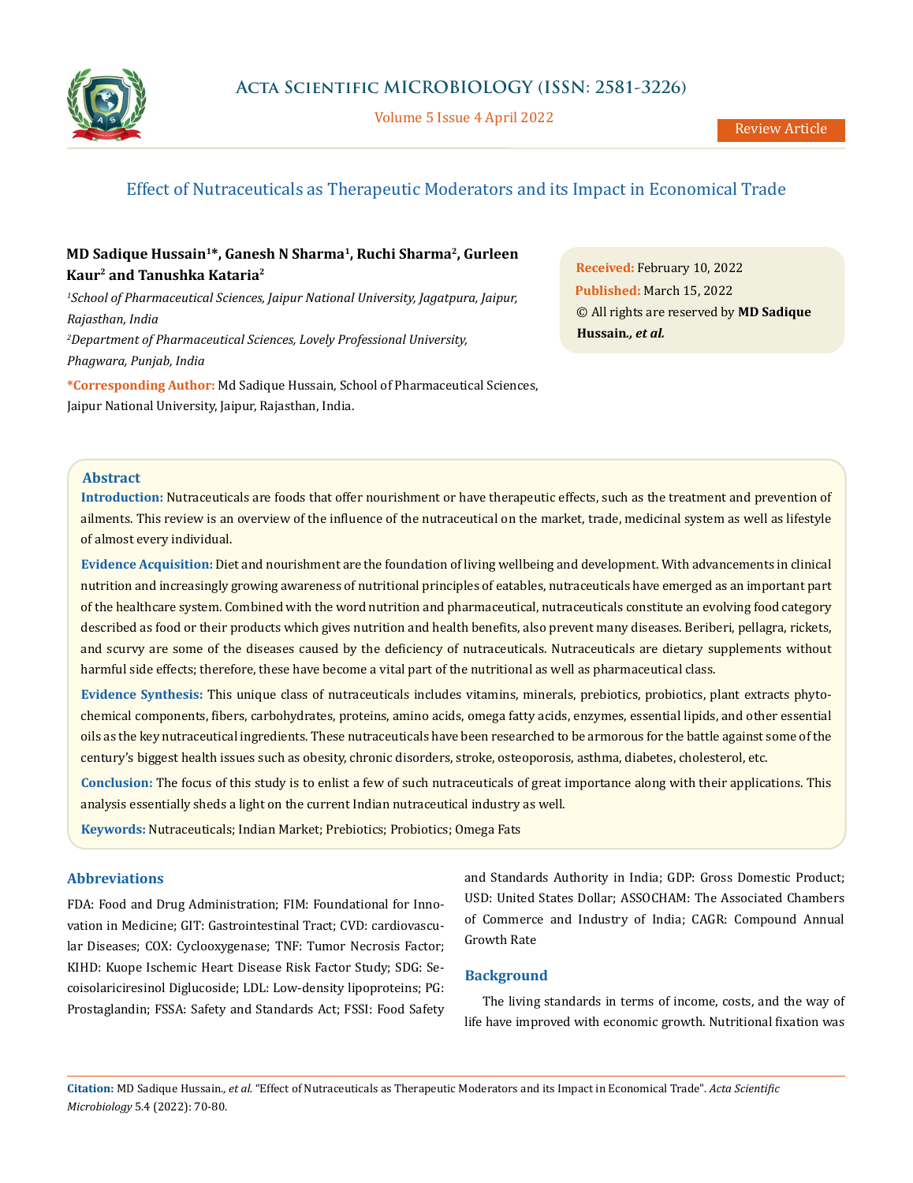# Effect of Nutraceuticals as Therapeutic Moderators and its Impact in Economical Trade

**MD Sadique Hussain[1]*, Ganesh N Sharma[1], Ruchi Sharma[2], Gurleen Kaur[2] and Tanushka Kataria[2]**

[1]*School of Pharmaceutical Sciences, Jaipur National University, Jagatpura, Jaipur, Rajasthan, India*

[2]*Department of Pharmaceutical Sciences, Lovely Professional University, Phagwara, Punjab, India*

***Corresponding Author:** Md Sadique Hussain, School of Pharmaceutical Sciences, Jaipur National University, Jaipur, Rajasthan, India.

**Received:** February 10, 2022
**Published:** March 15, 2022
© All rights are reserved by **MD Sadique Hussain*., et al.***

## Abstract

**Introduction:** Nutraceuticals are foods that offer nourishment or have therapeutic effects, such as the treatment and prevention of ailments. This review is an overview of the influence of the nutraceutical on the market, trade, medicinal system as well as lifestyle of almost every individual.

**Evidence Acquisition:** Diet and nourishment are the foundation of living wellbeing and development. With advancements in clinical nutrition and increasingly growing awareness of nutritional principles of eatables, nutraceuticals have emerged as an important part of the healthcare system. Combined with the word nutrition and pharmaceutical, nutraceuticals constitute an evolving food category described as food or their products which gives nutrition and health benefits, also prevent many diseases. Beriberi, pellagra, rickets, and scurvy are some of the diseases caused by the deficiency of nutraceuticals. Nutraceuticals are dietary supplements without harmful side effects; therefore, these have become a vital part of the nutritional as well as pharmaceutical class.

**Evidence Synthesis:** This unique class of nutraceuticals includes vitamins, minerals, prebiotics, probiotics, plant extracts phyto-chemical components, fibers, carbohydrates, proteins, amino acids, omega fatty acids, enzymes, essential lipids, and other essential oils as the key nutraceutical ingredients. These nutraceuticals have been researched to be armorous for the battle against some of the century's biggest health issues such as obesity, chronic disorders, stroke, osteoporosis, asthma, diabetes, cholesterol, etc.

**Conclusion:** The focus of this study is to enlist a few of such nutraceuticals of great importance along with their applications. This analysis essentially sheds a light on the current Indian nutraceutical industry as well.

**Keywords:** Nutraceuticals; Indian Market; Prebiotics; Probiotics; Omega Fats

## Abbreviations

FDA: Food and Drug Administration; FIM: Foundational for Innovation in Medicine; GIT: Gastrointestinal Tract; CVD: cardiovascular Diseases; COX: Cyclooxygenase; TNF: Tumor Necrosis Factor; KIHD: Kuope Ischemic Heart Disease Risk Factor Study; SDG: Secoisolariciresinol Diglucoside; LDL: Low-density lipoproteins; PG: Prostaglandin; FSSA: Safety and Standards Act; FSSI: Food Safety and Standards Authority in India; GDP: Gross Domestic Product; USD: United States Dollar; ASSOCHAM: The Associated Chambers of Commerce and Industry of India; CAGR: Compound Annual Growth Rate

## Background

The living standards in terms of income, costs, and the way of life have improved with economic growth. Nutritional fixation was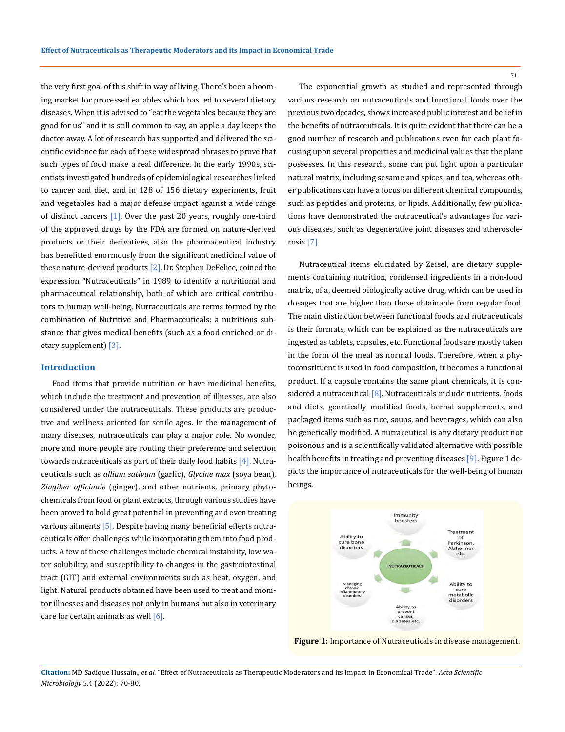the very first goal of this shift in way of living. There's been a booming market for processed eatables which has led to several dietary diseases. When it is advised to "eat the vegetables because they are good for us" and it is still common to say, an apple a day keeps the doctor away. A lot of research has supported and delivered the scientific evidence for each of these widespread phrases to prove that such types of food make a real difference. In the early 1990s, scientists investigated hundreds of epidemiological researches linked to cancer and diet, and in 128 of 156 dietary experiments, fruit and vegetables had a major defense impact against a wide range of distinct cancers [1]. Over the past 20 years, roughly one-third of the approved drugs by the FDA are formed on nature-derived products or their derivatives, also the pharmaceutical industry has benefitted enormously from the significant medicinal value of these nature-derived products [2]. Dr. Stephen DeFelice, coined the expression "Nutraceuticals" in 1989 to identify a nutritional and pharmaceutical relationship, both of which are critical contributors to human well-being. Nutraceuticals are terms formed by the combination of Nutritive and Pharmaceuticals: a nutritious substance that gives medical benefits (such as a food enriched or dietary supplement) [3].

## Introduction

Food items that provide nutrition or have medicinal benefits, which include the treatment and prevention of illnesses, are also considered under the nutraceuticals. These products are productive and wellness-oriented for senile ages. In the management of many diseases, nutraceuticals can play a major role. No wonder, more and more people are routing their preference and selection towards nutraceuticals as part of their daily food habits [4]. Nutraceuticals such as *allium sativum* (garlic), *Glycine max* (soya bean), *Zingiber officinale* (ginger), and other nutrients, primary phytochemicals from food or plant extracts, through various studies have been proved to hold great potential in preventing and even treating various ailments [5]. Despite having many beneficial effects nutraceuticals offer challenges while incorporating them into food products. A few of these challenges include chemical instability, low water solubility, and susceptibility to changes in the gastrointestinal tract (GIT) and external environments such as heat, oxygen, and light. Natural products obtained have been used to treat and monitor illnesses and diseases not only in humans but also in veterinary care for certain animals as well [6].

The exponential growth as studied and represented through various research on nutraceuticals and functional foods over the previous two decades, shows increased public interest and belief in the benefits of nutraceuticals. It is quite evident that there can be a good number of research and publications even for each plant focusing upon several properties and medicinal values that the plant possesses. In this research, some can put light upon a particular natural matrix, including sesame and spices, and tea, whereas other publications can have a focus on different chemical compounds, such as peptides and proteins, or lipids. Additionally, few publications have demonstrated the nutraceutical's advantages for various diseases, such as degenerative joint diseases and atherosclerosis [7].

Nutraceutical items elucidated by Zeisel, are dietary supplements containing nutrition, condensed ingredients in a non-food matrix, of a, deemed biologically active drug, which can be used in dosages that are higher than those obtainable from regular food. The main distinction between functional foods and nutraceuticals is their formats, which can be explained as the nutraceuticals are ingested as tablets, capsules, etc. Functional foods are mostly taken in the form of the meal as normal foods. Therefore, when a phytoconstituent is used in food composition, it becomes a functional product. If a capsule contains the same plant chemicals, it is considered a nutraceutical [8]. Nutraceuticals include nutrients, foods and diets, genetically modified foods, herbal supplements, and packaged items such as rice, soups, and beverages, which can also be genetically modified. A nutraceutical is any dietary product not poisonous and is a scientifically validated alternative with possible health benefits in treating and preventing diseases [9]. Figure 1 depicts the importance of nutraceuticals for the well-being of human beings.

**Figure 1:** Importance of Nutraceuticals in disease management.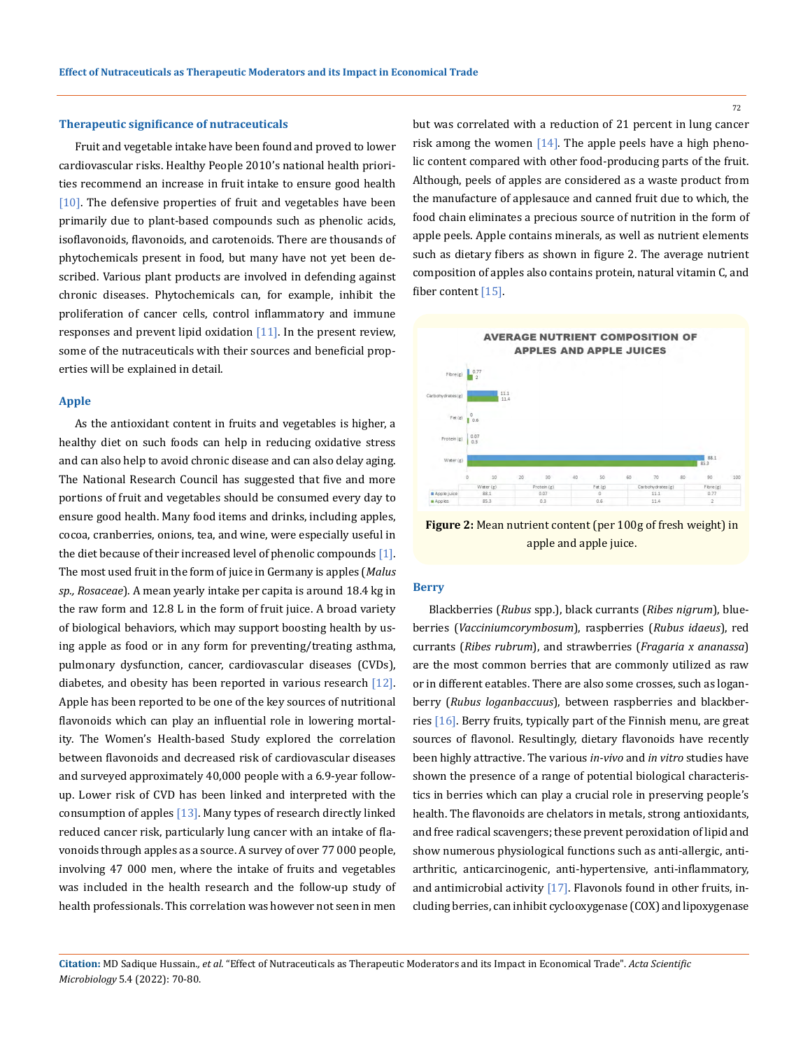## Therapeutic significance of nutraceuticals

Fruit and vegetable intake have been found and proved to lower cardiovascular risks. Healthy People 2010's national health priorities recommend an increase in fruit intake to ensure good health [10]. The defensive properties of fruit and vegetables have been primarily due to plant-based compounds such as phenolic acids, isoflavonoids, flavonoids, and carotenoids. There are thousands of phytochemicals present in food, but many have not yet been described. Various plant products are involved in defending against chronic diseases. Phytochemicals can, for example, inhibit the proliferation of cancer cells, control inflammatory and immune responses and prevent lipid oxidation [11]. In the present review, some of the nutraceuticals with their sources and beneficial properties will be explained in detail.

## Apple

As the antioxidant content in fruits and vegetables is higher, a healthy diet on such foods can help in reducing oxidative stress and can also help to avoid chronic disease and can also delay aging. The National Research Council has suggested that five and more portions of fruit and vegetables should be consumed every day to ensure good health. Many food items and drinks, including apples, cocoa, cranberries, onions, tea, and wine, were especially useful in the diet because of their increased level of phenolic compounds [1]. The most used fruit in the form of juice in Germany is apples (*Malus sp., Rosaceae*). A mean yearly intake per capita is around 18.4 kg in the raw form and 12.8 L in the form of fruit juice. A broad variety of biological behaviors, which may support boosting health by using apple as food or in any form for preventing/treating asthma, pulmonary dysfunction, cancer, cardiovascular diseases (CVDs), diabetes, and obesity has been reported in various research [12]. Apple has been reported to be one of the key sources of nutritional flavonoids which can play an influential role in lowering mortality. The Women's Health-based Study explored the correlation between flavonoids and decreased risk of cardiovascular diseases and surveyed approximately 40,000 people with a 6.9-year follow-up. Lower risk of CVD has been linked and interpreted with the consumption of apples [13]. Many types of research directly linked reduced cancer risk, particularly lung cancer with an intake of flavonoids through apples as a source. A survey of over 77 000 people, involving 47 000 men, where the intake of fruits and vegetables was included in the health research and the follow-up study of health professionals. This correlation was however not seen in men but was correlated with a reduction of 21 percent in lung cancer risk among the women [14]. The apple peels have a high phenolic content compared with other food-producing parts of the fruit. Although, peels of apples are considered as a waste product from the manufacture of applesauce and canned fruit due to which, the food chain eliminates a precious source of nutrition in the form of apple peels. Apple contains minerals, as well as nutrient elements such as dietary fibers as shown in figure 2. The average nutrient composition of apples also contains protein, natural vitamin C, and fiber content [15].

**AVERAGE NUTRIENT COMPOSITION OF APPLES AND APPLE JUICES**

| | Water (g) | Protein (g) | Fat (g) | Carbohydrates (g) | Fibre (g) |
|---|---|---|---|---|---|
| Apple juice | 88.1 | 0.07 | 0 | 11.1 | 0.77 |
| Apples | 85.3 | 0.3 | 0.6 | 11.4 | 2 |

**Figure 2:** Mean nutrient content (per 100g of fresh weight) in apple and apple juice.

## Berry

Blackberries (*Rubus* spp.), black currants (*Ribes nigrum*), blueberries (*Vacciniumcorymbosum*), raspberries (*Rubus idaeus*), red currants (*Ribes rubrum*), and strawberries (*Fragaria x ananassa*) are the most common berries that are commonly utilized as raw or in different eatables. There are also some crosses, such as loganberry (*Rubus loganbaccuus*), between raspberries and blackberries [16]. Berry fruits, typically part of the Finnish menu, are great sources of flavonol. Resultingly, dietary flavonoids have recently been highly attractive. The various *in-vivo* and *in vitro* studies have shown the presence of a range of potential biological characteristics in berries which can play a crucial role in preserving people's health. The flavonoids are chelators in metals, strong antioxidants, and free radical scavengers; these prevent peroxidation of lipid and show numerous physiological functions such as anti-allergic, anti-arthritic, anticarcinogenic, anti-hypertensive, anti-inflammatory, and antimicrobial activity [17]. Flavonols found in other fruits, including berries, can inhibit cyclooxygenase (COX) and lipoxygenase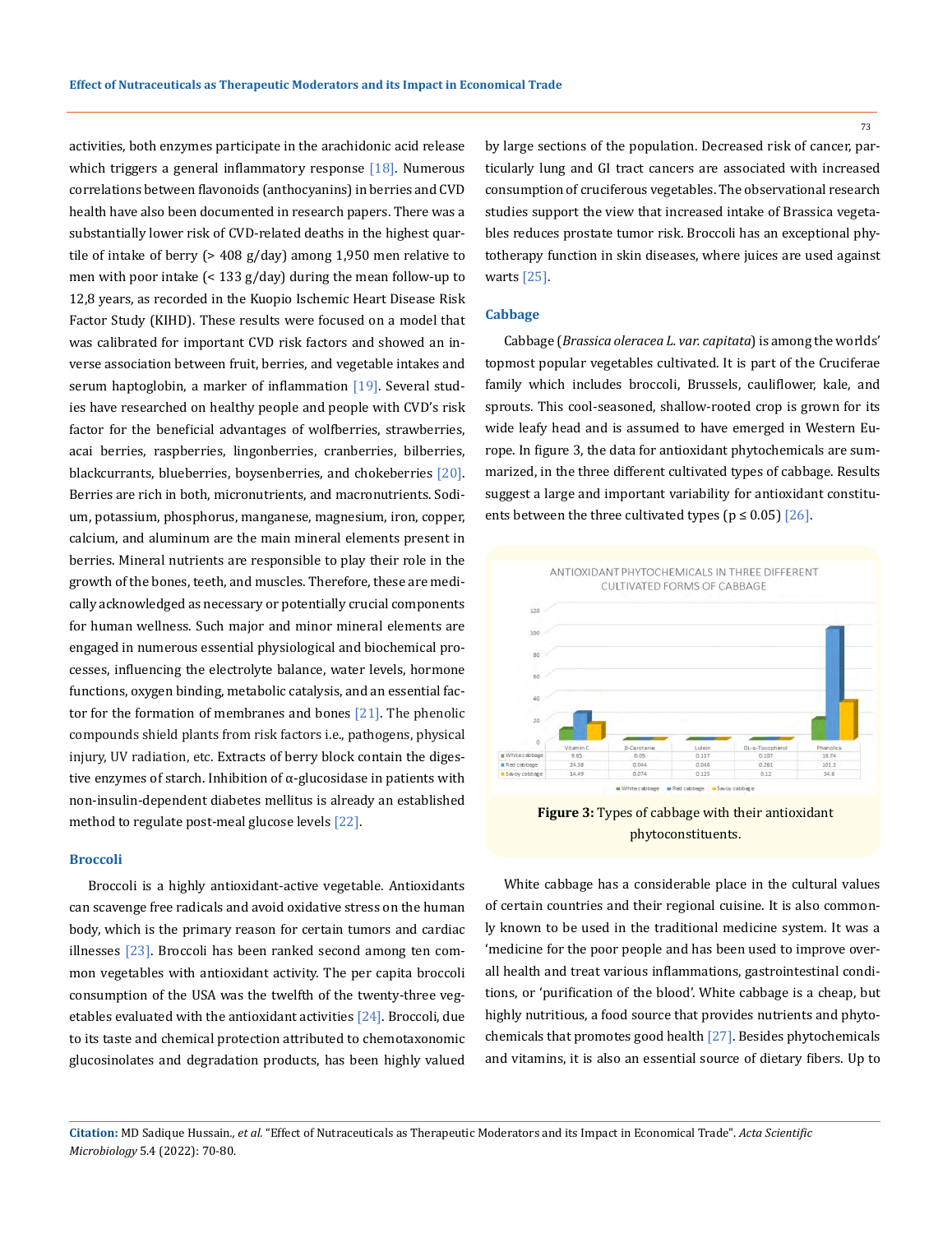activities, both enzymes participate in the arachidonic acid release which triggers a general inflammatory response [18]. Numerous correlations between flavonoids (anthocyanins) in berries and CVD health have also been documented in research papers. There was a substantially lower risk of CVD-related deaths in the highest quartile of intake of berry (> 408 g/day) among 1,950 men relative to men with poor intake (< 133 g/day) during the mean follow-up to 12,8 years, as recorded in the Kuopio Ischemic Heart Disease Risk Factor Study (KIHD). These results were focused on a model that was calibrated for important CVD risk factors and showed an inverse association between fruit, berries, and vegetable intakes and serum haptoglobin, a marker of inflammation [19]. Several studies have researched on healthy people and people with CVD's risk factor for the beneficial advantages of wolfberries, strawberries, acai berries, raspberries, lingonberries, cranberries, bilberries, blackcurrants, blueberries, boysenberries, and chokeberries [20]. Berries are rich in both, micronutrients, and macronutrients. Sodium, potassium, phosphorus, manganese, magnesium, iron, copper, calcium, and aluminum are the main mineral elements present in berries. Mineral nutrients are responsible to play their role in the growth of the bones, teeth, and muscles. Therefore, these are medically acknowledged as necessary or potentially crucial components for human wellness. Such major and minor mineral elements are engaged in numerous essential physiological and biochemical processes, influencing the electrolyte balance, water levels, hormone functions, oxygen binding, metabolic catalysis, and an essential factor for the formation of membranes and bones [21]. The phenolic compounds shield plants from risk factors i.e., pathogens, physical injury, UV radiation, etc. Extracts of berry block contain the digestive enzymes of starch. Inhibition of α-glucosidase in patients with non-insulin-dependent diabetes mellitus is already an established method to regulate post-meal glucose levels [22].

## Broccoli

Broccoli is a highly antioxidant-active vegetable. Antioxidants can scavenge free radicals and avoid oxidative stress on the human body, which is the primary reason for certain tumors and cardiac illnesses [23]. Broccoli has been ranked second among ten common vegetables with antioxidant activity. The per capita broccoli consumption of the USA was the twelfth of the twenty-three vegetables evaluated with the antioxidant activities [24]. Broccoli, due to its taste and chemical protection attributed to chemotaxonomic glucosinolates and degradation products, has been highly valued by large sections of the population. Decreased risk of cancer, particularly lung and GI tract cancers are associated with increased consumption of cruciferous vegetables. The observational research studies support the view that increased intake of Brassica vegetables reduces prostate tumor risk. Broccoli has an exceptional phytotherapy function in skin diseases, where juices are used against warts [25].

## Cabbage

Cabbage (*Brassica oleracea L. var. capitata*) is among the worlds' topmost popular vegetables cultivated. It is part of the Cruciferae family which includes broccoli, Brussels, cauliflower, kale, and sprouts. This cool-seasoned, shallow-rooted crop is grown for its wide leafy head and is assumed to have emerged in Western Europe. In figure 3, the data for antioxidant phytochemicals are summarized, in the three different cultivated types of cabbage. Results suggest a large and important variability for antioxidant constituents between the three cultivated types ($p \leq 0.05$) [26].

ANTIOXIDANT PHYTOCHEMICALS IN THREE DIFFERENT CULTIVATED FORMS OF CABBAGE

| | Vitamin C | β-Carotene | Lutein | DL-α-Tocopherol | Phenolics |
|---|---|---|---|---|---|
| White cabbage | 9.65 | 0.05 | 0.137 | 0.107 | 18.74 |
| Red cabbage | 24.38 | 0.044 | 0.046 | 0.261 | 101.3 |
| Savoy cabbage | 14.49 | 0.074 | 0.125 | 0.12 | 34.6 |

**Figure 3:** Types of cabbage with their antioxidant phytoconstituents.

White cabbage has a considerable place in the cultural values of certain countries and their regional cuisine. It is also commonly known to be used in the traditional medicine system. It was a 'medicine for the poor people and has been used to improve overall health and treat various inflammations, gastrointestinal conditions, or 'purification of the blood'. White cabbage is a cheap, but highly nutritious, a food source that provides nutrients and phytochemicals that promotes good health [27]. Besides phytochemicals and vitamins, it is also an essential source of dietary fibers. Up to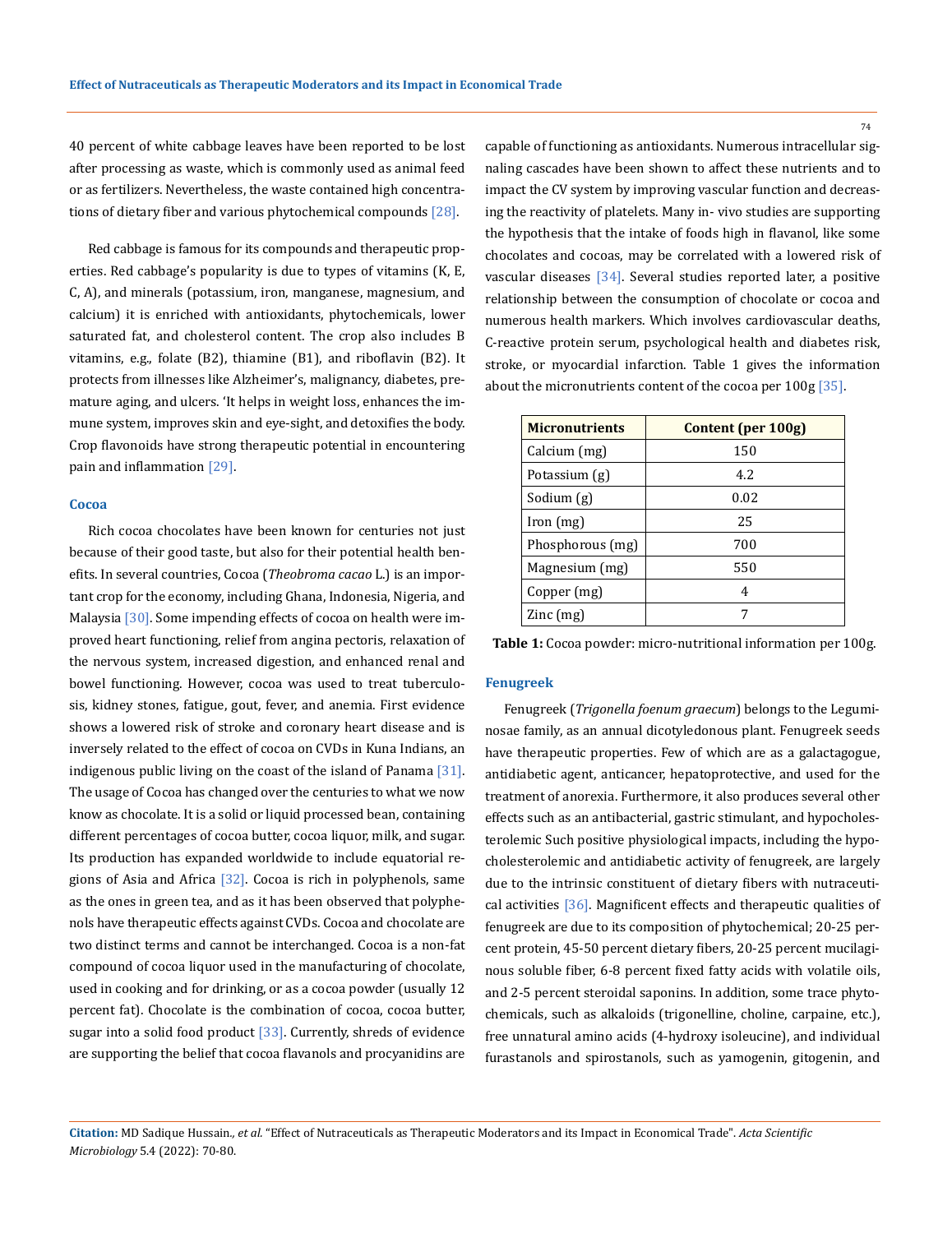40 percent of white cabbage leaves have been reported to be lost after processing as waste, which is commonly used as animal feed or as fertilizers. Nevertheless, the waste contained high concentrations of dietary fiber and various phytochemical compounds [28].

Red cabbage is famous for its compounds and therapeutic properties. Red cabbage's popularity is due to types of vitamins (K, E, C, A), and minerals (potassium, iron, manganese, magnesium, and calcium) it is enriched with antioxidants, phytochemicals, lower saturated fat, and cholesterol content. The crop also includes B vitamins, e.g., folate (B2), thiamine (B1), and riboflavin (B2). It protects from illnesses like Alzheimer's, malignancy, diabetes, premature aging, and ulcers. 'It helps in weight loss, enhances the immune system, improves skin and eye-sight, and detoxifies the body. Crop flavonoids have strong therapeutic potential in encountering pain and inflammation [29].

### Cocoa

Rich cocoa chocolates have been known for centuries not just because of their good taste, but also for their potential health benefits. In several countries, Cocoa (*Theobroma cacao* L.) is an important crop for the economy, including Ghana, Indonesia, Nigeria, and Malaysia [30]. Some impending effects of cocoa on health were improved heart functioning, relief from angina pectoris, relaxation of the nervous system, increased digestion, and enhanced renal and bowel functioning. However, cocoa was used to treat tuberculosis, kidney stones, fatigue, gout, fever, and anemia. First evidence shows a lowered risk of stroke and coronary heart disease and is inversely related to the effect of cocoa on CVDs in Kuna Indians, an indigenous public living on the coast of the island of Panama [31]. The usage of Cocoa has changed over the centuries to what we now know as chocolate. It is a solid or liquid processed bean, containing different percentages of cocoa butter, cocoa liquor, milk, and sugar. Its production has expanded worldwide to include equatorial regions of Asia and Africa [32]. Cocoa is rich in polyphenols, same as the ones in green tea, and as it has been observed that polyphenols have therapeutic effects against CVDs. Cocoa and chocolate are two distinct terms and cannot be interchanged. Cocoa is a non-fat compound of cocoa liquor used in the manufacturing of chocolate, used in cooking and for drinking, or as a cocoa powder (usually 12 percent fat). Chocolate is the combination of cocoa, cocoa butter, sugar into a solid food product [33]. Currently, shreds of evidence are supporting the belief that cocoa flavanols and procyanidins are capable of functioning as antioxidants. Numerous intracellular signaling cascades have been shown to affect these nutrients and to impact the CV system by improving vascular function and decreasing the reactivity of platelets. Many in- vivo studies are supporting the hypothesis that the intake of foods high in flavanol, like some chocolates and cocoas, may be correlated with a lowered risk of vascular diseases [34]. Several studies reported later, a positive relationship between the consumption of chocolate or cocoa and numerous health markers. Which involves cardiovascular deaths, C-reactive protein serum, psychological health and diabetes risk, stroke, or myocardial infarction. Table 1 gives the information about the micronutrients content of the cocoa per 100g [35].

| Micronutrients | Content (per 100g) |
|---|---|
| Calcium (mg) | 150 |
| Potassium (g) | 4.2 |
| Sodium (g) | 0.02 |
| Iron (mg) | 25 |
| Phosphorous (mg) | 700 |
| Magnesium (mg) | 550 |
| Copper (mg) | 4 |
| Zinc (mg) | 7 |

**Table 1:** Cocoa powder: micro-nutritional information per 100g.

### Fenugreek

Fenugreek (*Trigonella foenum graecum*) belongs to the Leguminosae family, as an annual dicotyledonous plant. Fenugreek seeds have therapeutic properties. Few of which are as a galactagogue, antidiabetic agent, anticancer, hepatoprotective, and used for the treatment of anorexia. Furthermore, it also produces several other effects such as an antibacterial, gastric stimulant, and hypocholesterolemic Such positive physiological impacts, including the hypocholesterolemic and antidiabetic activity of fenugreek, are largely due to the intrinsic constituent of dietary fibers with nutraceutical activities [36]. Magnificent effects and therapeutic qualities of fenugreek are due to its composition of phytochemical; 20-25 percent protein, 45-50 percent dietary fibers, 20-25 percent mucilaginous soluble fiber, 6-8 percent fixed fatty acids with volatile oils, and 2-5 percent steroidal saponins. In addition, some trace phytochemicals, such as alkaloids (trigonelline, choline, carpaine, etc.), free unnatural amino acids (4-hydroxy isoleucine), and individual furastanols and spirostanols, such as yamogenin, gitogenin, and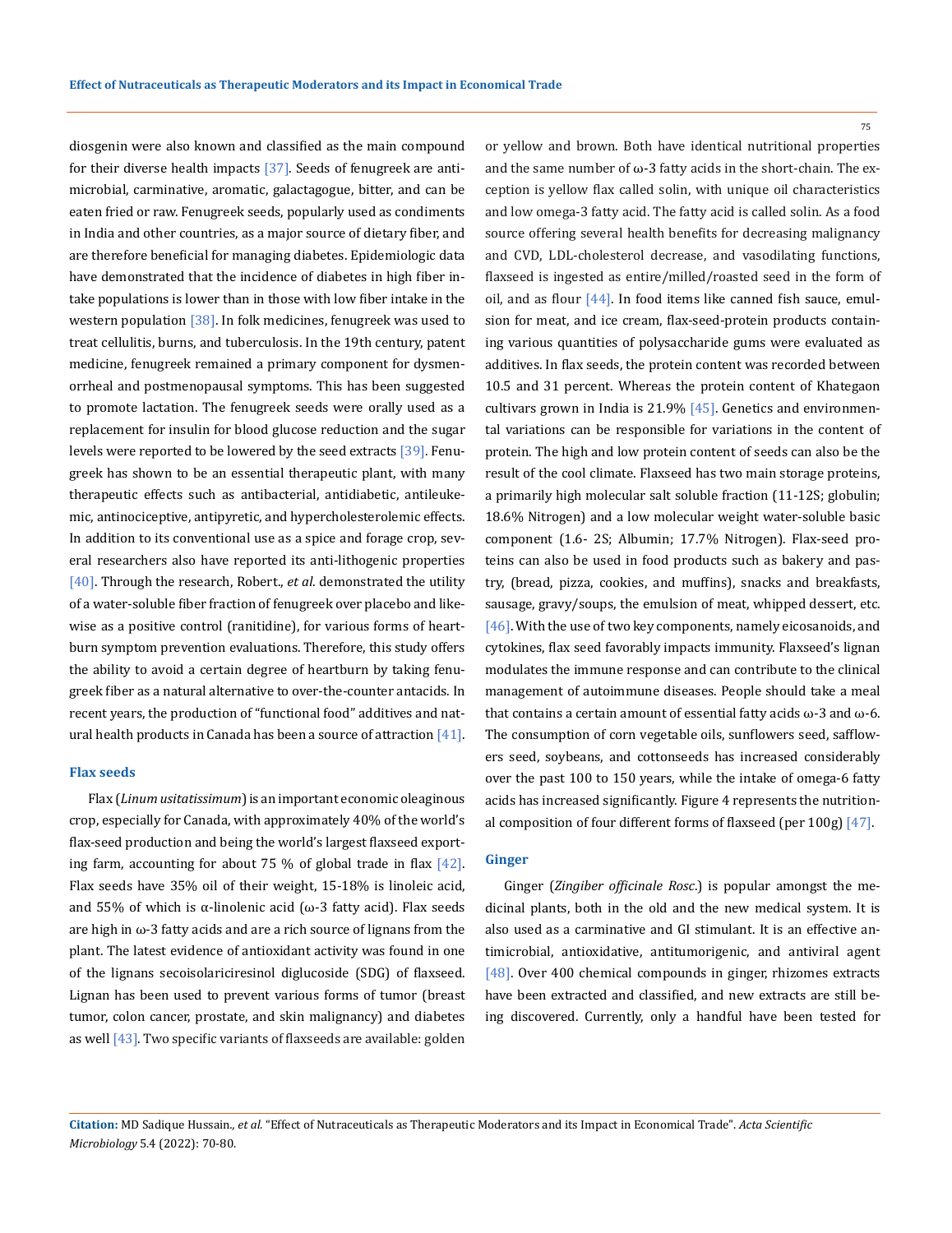diosgenin were also known and classified as the main compound for their diverse health impacts [37]. Seeds of fenugreek are antimicrobial, carminative, aromatic, galactagogue, bitter, and can be eaten fried or raw. Fenugreek seeds, popularly used as condiments in India and other countries, as a major source of dietary fiber, and are therefore beneficial for managing diabetes. Epidemiologic data have demonstrated that the incidence of diabetes in high fiber intake populations is lower than in those with low fiber intake in the western population [38]. In folk medicines, fenugreek was used to treat cellulitis, burns, and tuberculosis. In the 19th century, patent medicine, fenugreek remained a primary component for dysmenorrheal and postmenopausal symptoms. This has been suggested to promote lactation. The fenugreek seeds were orally used as a replacement for insulin for blood glucose reduction and the sugar levels were reported to be lowered by the seed extracts [39]. Fenugreek has shown to be an essential therapeutic plant, with many therapeutic effects such as antibacterial, antidiabetic, antileukemic, antinociceptive, antipyretic, and hypercholesterolemic effects. In addition to its conventional use as a spice and forage crop, several researchers also have reported its anti-lithogenic properties [40]. Through the research, Robert., *et al*. demonstrated the utility of a water-soluble fiber fraction of fenugreek over placebo and likewise as a positive control (ranitidine), for various forms of heartburn symptom prevention evaluations. Therefore, this study offers the ability to avoid a certain degree of heartburn by taking fenugreek fiber as a natural alternative to over-the-counter antacids. In recent years, the production of "functional food" additives and natural health products in Canada has been a source of attraction [41].

### Flax seeds

Flax (*Linum usitatissimum*) is an important economic oleaginous crop, especially for Canada, with approximately 40% of the world's flax-seed production and being the world's largest flaxseed exporting farm, accounting for about 75 % of global trade in flax [42]. Flax seeds have 35% oil of their weight, 15-18% is linoleic acid, and 55% of which is α-linolenic acid (ω-3 fatty acid). Flax seeds are high in ω-3 fatty acids and are a rich source of lignans from the plant. The latest evidence of antioxidant activity was found in one of the lignans secoisolariciresinol diglucoside (SDG) of flaxseed. Lignan has been used to prevent various forms of tumor (breast tumor, colon cancer, prostate, and skin malignancy) and diabetes as well [43]. Two specific variants of flaxseeds are available: golden or yellow and brown. Both have identical nutritional properties and the same number of ω-3 fatty acids in the short-chain. The exception is yellow flax called solin, with unique oil characteristics and low omega-3 fatty acid. The fatty acid is called solin. As a food source offering several health benefits for decreasing malignancy and CVD, LDL-cholesterol decrease, and vasodilating functions, flaxseed is ingested as entire/milled/roasted seed in the form of oil, and as flour [44]. In food items like canned fish sauce, emulsion for meat, and ice cream, flax-seed-protein products containing various quantities of polysaccharide gums were evaluated as additives. In flax seeds, the protein content was recorded between 10.5 and 31 percent. Whereas the protein content of Khategaon cultivars grown in India is 21.9% [45]. Genetics and environmental variations can be responsible for variations in the content of protein. The high and low protein content of seeds can also be the result of the cool climate. Flaxseed has two main storage proteins, a primarily high molecular salt soluble fraction (11-12S; globulin; 18.6% Nitrogen) and a low molecular weight water-soluble basic component (1.6- 2S; Albumin; 17.7% Nitrogen). Flax-seed proteins can also be used in food products such as bakery and pastry, (bread, pizza, cookies, and muffins), snacks and breakfasts, sausage, gravy/soups, the emulsion of meat, whipped dessert, etc. [46]. With the use of two key components, namely eicosanoids, and cytokines, flax seed favorably impacts immunity. Flaxseed's lignan modulates the immune response and can contribute to the clinical management of autoimmune diseases. People should take a meal that contains a certain amount of essential fatty acids ω-3 and ω-6. The consumption of corn vegetable oils, sunflowers seed, safflowers seed, soybeans, and cottonseeds has increased considerably over the past 100 to 150 years, while the intake of omega-6 fatty acids has increased significantly. Figure 4 represents the nutritional composition of four different forms of flaxseed (per 100g) [47].

### Ginger

Ginger (*Zingiber officinale Rosc.*) is popular amongst the medicinal plants, both in the old and the new medical system. It is also used as a carminative and GI stimulant. It is an effective antimicrobial, antioxidative, antitumorigenic, and antiviral agent [48]. Over 400 chemical compounds in ginger, rhizomes extracts have been extracted and classified, and new extracts are still being discovered. Currently, only a handful have been tested for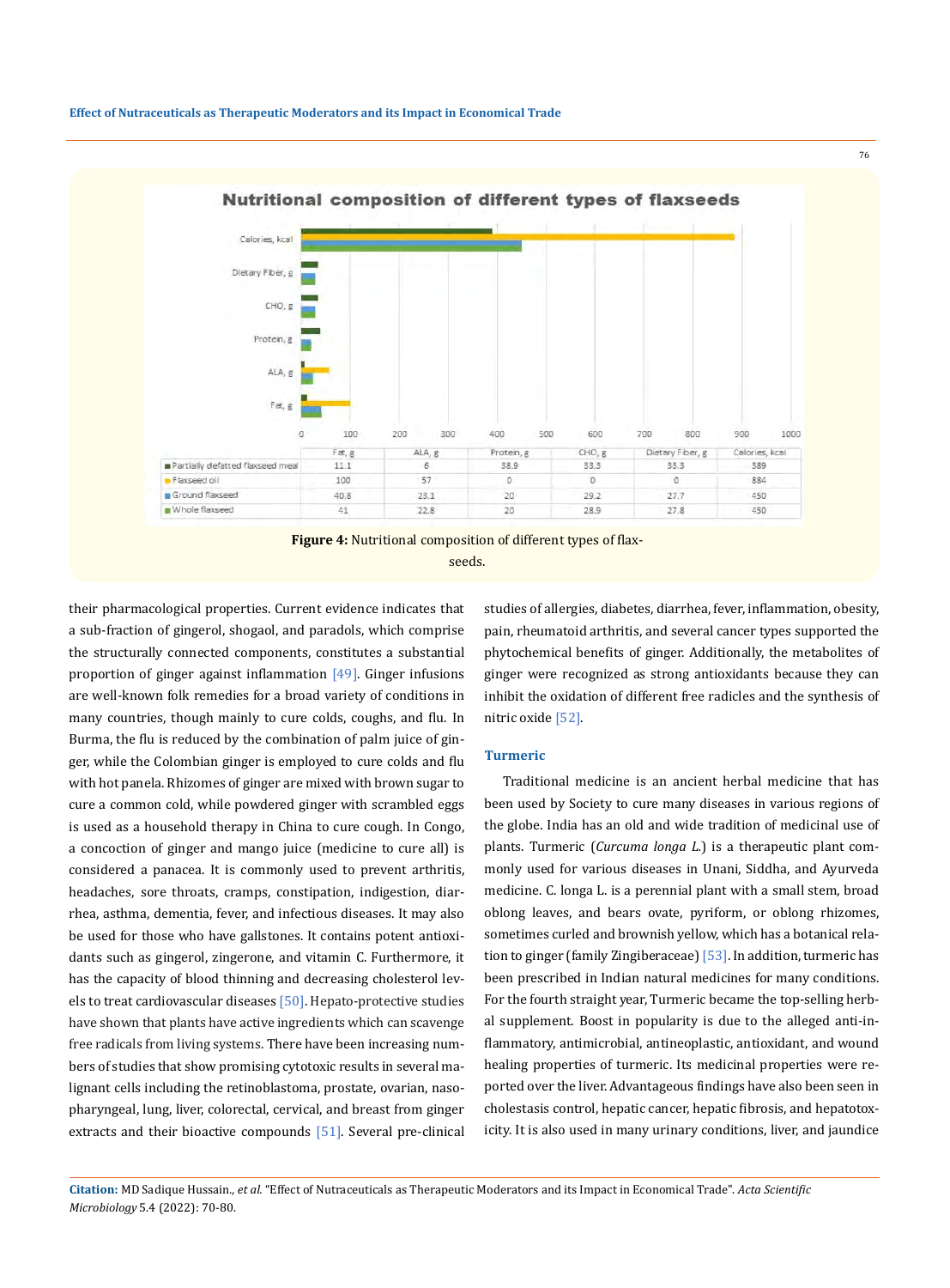**Nutritional composition of different types of flaxseeds**

| | Fat, g | ALA, g | Protein, g | CHO, g | Dietary Fiber, g | Calories, kcal |
|---|---|---|---|---|---|---|
| Partially defatted flaxseed meal | 11.1 | 6 | 38.9 | 33.3 | 33.3 | 389 |
| Flaxseed oil | 100 | 57 | 0 | 0 | 0 | 884 |
| Ground flaxseed | 40.8 | 23.1 | 20 | 29.2 | 27.7 | 450 |
| Whole flaxseed | 41 | 22.8 | 20 | 28.9 | 27.8 | 450 |

**Figure 4:** Nutritional composition of different types of flaxseeds.

their pharmacological properties. Current evidence indicates that a sub-fraction of gingerol, shogaol, and paradols, which comprise the structurally connected components, constitutes a substantial proportion of ginger against inflammation [49]. Ginger infusions are well-known folk remedies for a broad variety of conditions in many countries, though mainly to cure colds, coughs, and flu. In Burma, the flu is reduced by the combination of palm juice of ginger, while the Colombian ginger is employed to cure colds and flu with hot panela. Rhizomes of ginger are mixed with brown sugar to cure a common cold, while powdered ginger with scrambled eggs is used as a household therapy in China to cure cough. In Congo, a concoction of ginger and mango juice (medicine to cure all) is considered a panacea. It is commonly used to prevent arthritis, headaches, sore throats, cramps, constipation, indigestion, diarrhea, asthma, dementia, fever, and infectious diseases. It may also be used for those who have gallstones. It contains potent antioxidants such as gingerol, zingerone, and vitamin C. Furthermore, it has the capacity of blood thinning and decreasing cholesterol levels to treat cardiovascular diseases [50]. Hepato-protective studies have shown that plants have active ingredients which can scavenge free radicals from living systems. There have been increasing numbers of studies that show promising cytotoxic results in several malignant cells including the retinoblastoma, prostate, ovarian, nasopharyngeal, lung, liver, colorectal, cervical, and breast from ginger extracts and their bioactive compounds [51]. Several pre-clinical studies of allergies, diabetes, diarrhea, fever, inflammation, obesity, pain, rheumatoid arthritis, and several cancer types supported the phytochemical benefits of ginger. Additionally, the metabolites of ginger were recognized as strong antioxidants because they can inhibit the oxidation of different free radicals and the synthesis of nitric oxide [52].

### Turmeric

Traditional medicine is an ancient herbal medicine that has been used by Society to cure many diseases in various regions of the globe. India has an old and wide tradition of medicinal use of plants. Turmeric (*Curcuma longa L.*) is a therapeutic plant commonly used for various diseases in Unani, Siddha, and Ayurveda medicine. C. longa L. is a perennial plant with a small stem, broad oblong leaves, and bears ovate, pyriform, or oblong rhizomes, sometimes curled and brownish yellow, which has a botanical relation to ginger (family Zingiberaceae) [53]. In addition, turmeric has been prescribed in Indian natural medicines for many conditions. For the fourth straight year, Turmeric became the top-selling herbal supplement. Boost in popularity is due to the alleged anti-inflammatory, antimicrobial, antineoplastic, antioxidant, and wound healing properties of turmeric. Its medicinal properties were reported over the liver. Advantageous findings have also been seen in cholestasis control, hepatic cancer, hepatic fibrosis, and hepatotoxicity. It is also used in many urinary conditions, liver, and jaundice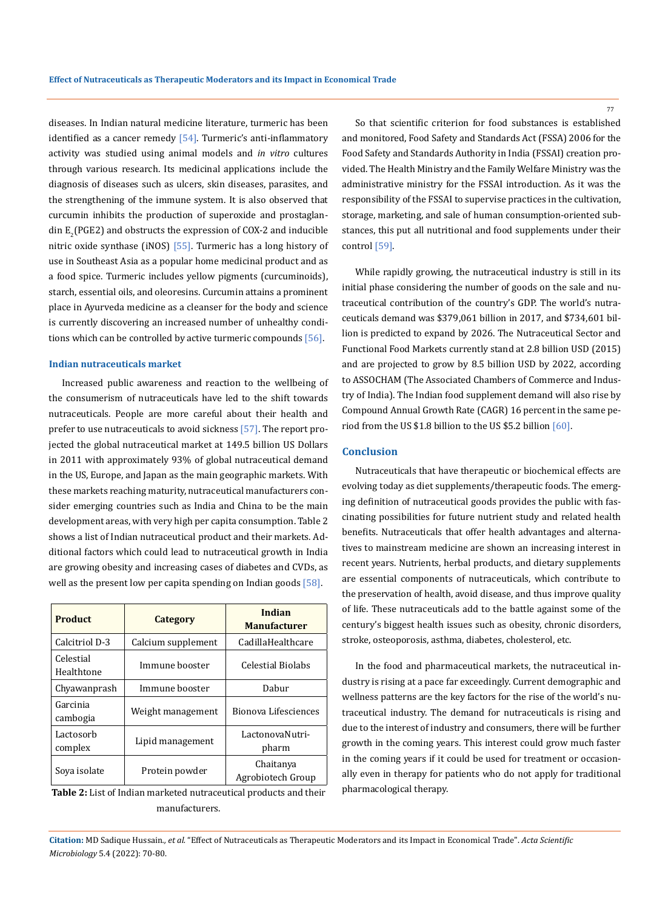diseases. In Indian natural medicine literature, turmeric has been identified as a cancer remedy [54]. Turmeric's anti-inflammatory activity was studied using animal models and *in vitro* cultures through various research. Its medicinal applications include the diagnosis of diseases such as ulcers, skin diseases, parasites, and the strengthening of the immune system. It is also observed that curcumin inhibits the production of superoxide and prostaglandin $E_2$(PGE2) and obstructs the expression of COX-2 and inducible nitric oxide synthase (iNOS) [55]. Turmeric has a long history of use in Southeast Asia as a popular home medicinal product and as a food spice. Turmeric includes yellow pigments (curcuminoids), starch, essential oils, and oleoresins. Curcumin attains a prominent place in Ayurveda medicine as a cleanser for the body and science is currently discovering an increased number of unhealthy conditions which can be controlled by active turmeric compounds [56].

## Indian nutraceuticals market

Increased public awareness and reaction to the wellbeing of the consumerism of nutraceuticals have led to the shift towards nutraceuticals. People are more careful about their health and prefer to use nutraceuticals to avoid sickness [57]. The report projected the global nutraceutical market at 149.5 billion US Dollars in 2011 with approximately 93% of global nutraceutical demand in the US, Europe, and Japan as the main geographic markets. With these markets reaching maturity, nutraceutical manufacturers consider emerging countries such as India and China to be the main development areas, with very high per capita consumption. Table 2 shows a list of Indian nutraceutical product and their markets. Additional factors which could lead to nutraceutical growth in India are growing obesity and increasing cases of diabetes and CVDs, as well as the present low per capita spending on Indian goods [58].

| Product | Category | Indian Manufacturer |
|---|---|---|
| Calcitriol D-3 | Calcium supplement | CadillaHealthcare |
| Celestial Healthtone | Immune booster | Celestial Biolabs |
| Chyawanprash | Immune booster | Dabur |
| Garcinia cambogia | Weight management | Bionova Lifesciences |
| Lactosorb complex | Lipid management | LactonovaNutri-pharm |
| Soya isolate | Protein powder | Chaitanya Agrobiotech Group |

**Table 2:** List of Indian marketed nutraceutical products and their manufacturers.

So that scientific criterion for food substances is established and monitored, Food Safety and Standards Act (FSSA) 2006 for the Food Safety and Standards Authority in India (FSSAI) creation provided. The Health Ministry and the Family Welfare Ministry was the administrative ministry for the FSSAI introduction. As it was the responsibility of the FSSAI to supervise practices in the cultivation, storage, marketing, and sale of human consumption-oriented substances, this put all nutritional and food supplements under their control [59].

While rapidly growing, the nutraceutical industry is still in its initial phase considering the number of goods on the sale and nutraceutical contribution of the country's GDP. The world's nutraceuticals demand was $379,061 billion in 2017, and $734,601 billion is predicted to expand by 2026. The Nutraceutical Sector and Functional Food Markets currently stand at 2.8 billion USD (2015) and are projected to grow by 8.5 billion USD by 2022, according to ASSOCHAM (The Associated Chambers of Commerce and Industry of India). The Indian food supplement demand will also rise by Compound Annual Growth Rate (CAGR) 16 percent in the same period from the US $1.8 billion to the US $5.2 billion [60].

## Conclusion

Nutraceuticals that have therapeutic or biochemical effects are evolving today as diet supplements/therapeutic foods. The emerging definition of nutraceutical goods provides the public with fascinating possibilities for future nutrient study and related health benefits. Nutraceuticals that offer health advantages and alternatives to mainstream medicine are shown an increasing interest in recent years. Nutrients, herbal products, and dietary supplements are essential components of nutraceuticals, which contribute to the preservation of health, avoid disease, and thus improve quality of life. These nutraceuticals add to the battle against some of the century's biggest health issues such as obesity, chronic disorders, stroke, osteoporosis, asthma, diabetes, cholesterol, etc.

In the food and pharmaceutical markets, the nutraceutical industry is rising at a pace far exceedingly. Current demographic and wellness patterns are the key factors for the rise of the world's nutraceutical industry. The demand for nutraceuticals is rising and due to the interest of industry and consumers, there will be further growth in the coming years. This interest could grow much faster in the coming years if it could be used for treatment or occasionally even in therapy for patients who do not apply for traditional pharmacological therapy.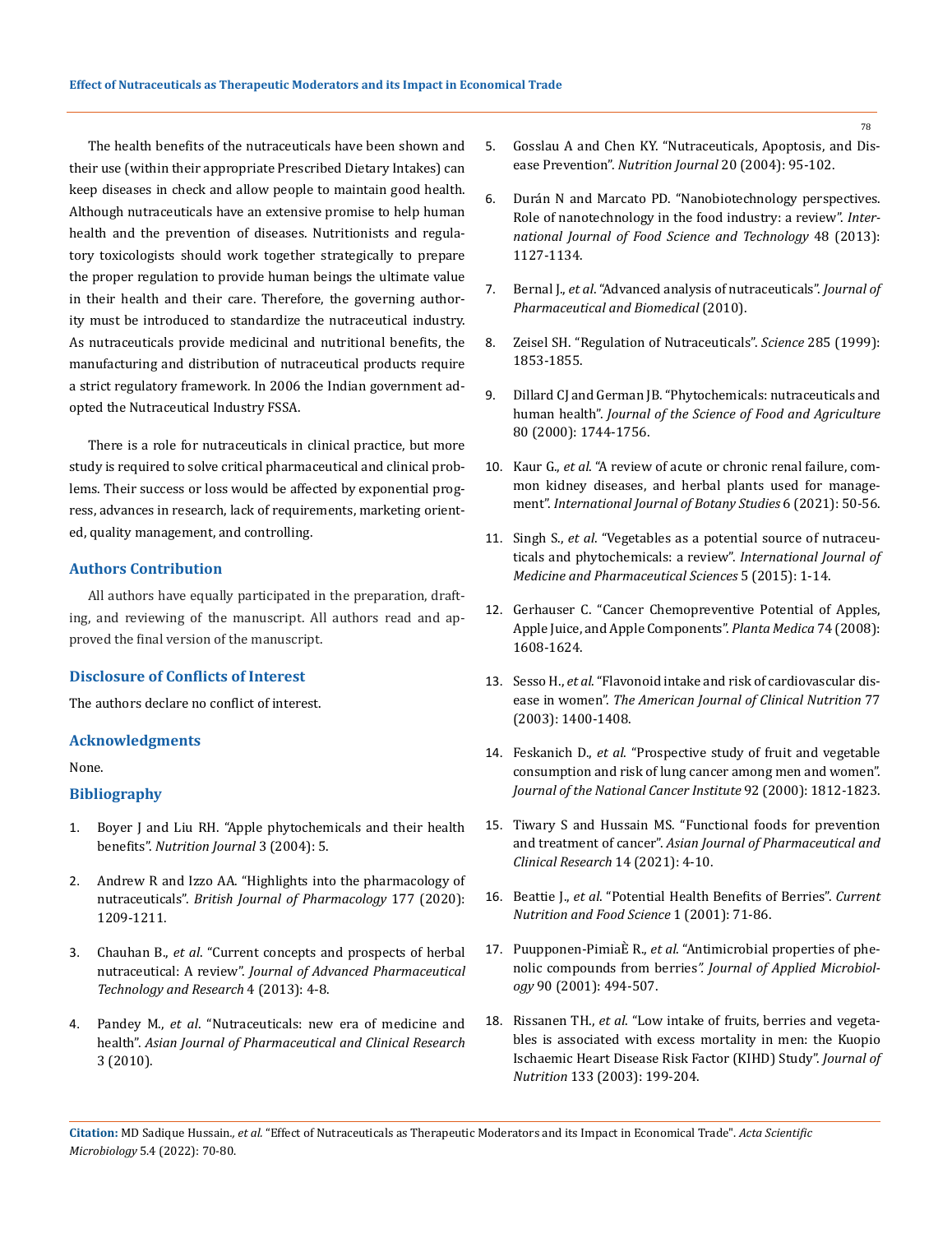The health benefits of the nutraceuticals have been shown and their use (within their appropriate Prescribed Dietary Intakes) can keep diseases in check and allow people to maintain good health. Although nutraceuticals have an extensive promise to help human health and the prevention of diseases. Nutritionists and regulatory toxicologists should work together strategically to prepare the proper regulation to provide human beings the ultimate value in their health and their care. Therefore, the governing authority must be introduced to standardize the nutraceutical industry. As nutraceuticals provide medicinal and nutritional benefits, the manufacturing and distribution of nutraceutical products require a strict regulatory framework. In 2006 the Indian government adopted the Nutraceutical Industry FSSA.

There is a role for nutraceuticals in clinical practice, but more study is required to solve critical pharmaceutical and clinical problems. Their success or loss would be affected by exponential progress, advances in research, lack of requirements, marketing oriented, quality management, and controlling.

## Authors Contribution

All authors have equally participated in the preparation, drafting, and reviewing of the manuscript. All authors read and approved the final version of the manuscript.

## Disclosure of Conflicts of Interest

The authors declare no conflict of interest.

## Acknowledgments

None.

## Bibliography

1. Boyer J and Liu RH. "Apple phytochemicals and their health benefits". *Nutrition Journal* 3 (2004): 5.
2. Andrew R and Izzo AA. "Highlights into the pharmacology of nutraceuticals". *British Journal of Pharmacology* 177 (2020): 1209-1211.
3. Chauhan B., *et al*. "Current concepts and prospects of herbal nutraceutical: A review". *Journal of Advanced Pharmaceutical Technology and Research* 4 (2013): 4-8.
4. Pandey M., *et al*. "Nutraceuticals: new era of medicine and health". *Asian Journal of Pharmaceutical and Clinical Research* 3 (2010).
5. Gosslau A and Chen KY. "Nutraceuticals, Apoptosis, and Disease Prevention". *Nutrition Journal* 20 (2004): 95-102.
6. Durán N and Marcato PD. "Nanobiotechnology perspectives. Role of nanotechnology in the food industry: a review". *International Journal of Food Science and Technology* 48 (2013): 1127-1134.
7. Bernal J., *et al*. "Advanced analysis of nutraceuticals". *Journal of Pharmaceutical and Biomedical* (2010).
8. Zeisel SH. "Regulation of Nutraceuticals". *Science* 285 (1999): 1853-1855.
9. Dillard CJ and German JB. "Phytochemicals: nutraceuticals and human health". *Journal of the Science of Food and Agriculture* 80 (2000): 1744-1756.
10. Kaur G., *et al*. "A review of acute or chronic renal failure, common kidney diseases, and herbal plants used for management". *International Journal of Botany Studies* 6 (2021): 50-56.
11. Singh S., *et al*. "Vegetables as a potential source of nutraceuticals and phytochemicals: a review". *International Journal of Medicine and Pharmaceutical Sciences* 5 (2015): 1-14.
12. Gerhauser C. "Cancer Chemopreventive Potential of Apples, Apple Juice, and Apple Components". *Planta Medica* 74 (2008): 1608-1624.
13. Sesso H., *et al*. "Flavonoid intake and risk of cardiovascular disease in women". *The American Journal of Clinical Nutrition* 77 (2003): 1400-1408.
14. Feskanich D., *et al*. "Prospective study of fruit and vegetable consumption and risk of lung cancer among men and women". *Journal of the National Cancer Institute* 92 (2000): 1812-1823.
15. Tiwary S and Hussain MS. "Functional foods for prevention and treatment of cancer". *Asian Journal of Pharmaceutical and Clinical Research* 14 (2021): 4-10.
16. Beattie J., *et al*. "Potential Health Benefits of Berries". *Current Nutrition and Food Science* 1 (2001): 71-86.
17. Puupponen-PimiaÈ R., *et al*. "Antimicrobial properties of phenolic compounds from berries". *Journal of Applied Microbiology* 90 (2001): 494-507.
18. Rissanen TH., *et al*. "Low intake of fruits, berries and vegetables is associated with excess mortality in men: the Kuopio Ischaemic Heart Disease Risk Factor (KIHD) Study". *Journal of Nutrition* 133 (2003): 199-204.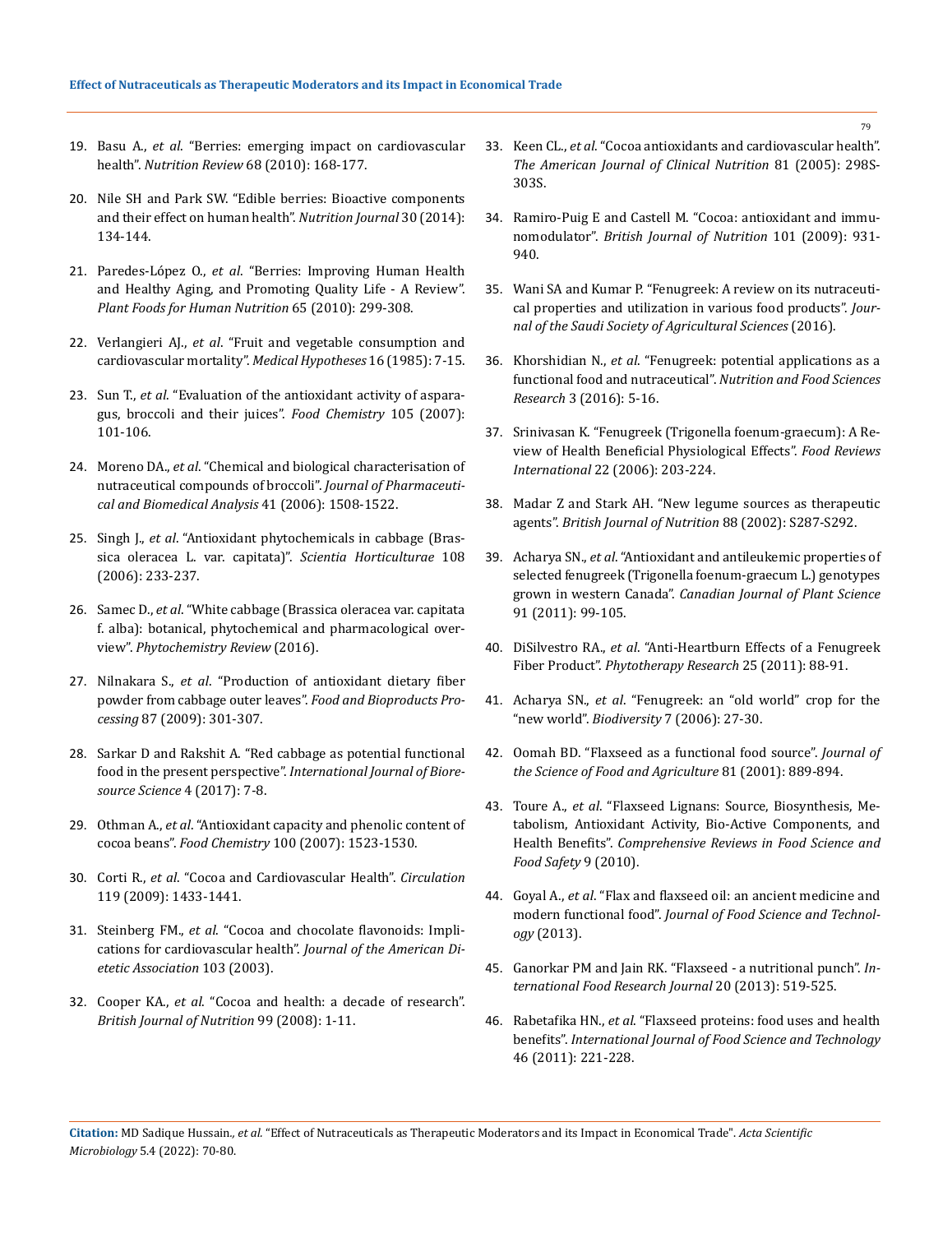19. Basu A., *et al*. "Berries: emerging impact on cardiovascular health". *Nutrition Review* 68 (2010): 168-177.
20. Nile SH and Park SW. "Edible berries: Bioactive components and their effect on human health". *Nutrition Journal* 30 (2014): 134-144.
21. Paredes-López O., *et al*. "Berries: Improving Human Health and Healthy Aging, and Promoting Quality Life - A Review". *Plant Foods for Human Nutrition* 65 (2010): 299-308.
22. Verlangieri AJ., *et al*. "Fruit and vegetable consumption and cardiovascular mortality". *Medical Hypotheses* 16 (1985): 7-15.
23. Sun T., *et al*. "Evaluation of the antioxidant activity of asparagus, broccoli and their juices". *Food Chemistry* 105 (2007): 101-106.
24. Moreno DA., *et al*. "Chemical and biological characterisation of nutraceutical compounds of broccoli". *Journal of Pharmaceutical and Biomedical Analysis* 41 (2006): 1508-1522.
25. Singh J., *et al*. "Antioxidant phytochemicals in cabbage (Brassica oleracea L. var. capitata)". *Scientia Horticulturae* 108 (2006): 233-237.
26. Samec D., *et al*. "White cabbage (Brassica oleracea var. capitata f. alba): botanical, phytochemical and pharmacological overview". *Phytochemistry Review* (2016).
27. Nilnakara S., *et al*. "Production of antioxidant dietary fiber powder from cabbage outer leaves". *Food and Bioproducts Processing* 87 (2009): 301-307.
28. Sarkar D and Rakshit A. "Red cabbage as potential functional food in the present perspective". *International Journal of Bioresource Science* 4 (2017): 7-8.
29. Othman A., *et al*. "Antioxidant capacity and phenolic content of cocoa beans". *Food Chemistry* 100 (2007): 1523-1530.
30. Corti R., *et al*. "Cocoa and Cardiovascular Health". *Circulation* 119 (2009): 1433-1441.
31. Steinberg FM., *et al*. "Cocoa and chocolate flavonoids: Implications for cardiovascular health". *Journal of the American Dietetic Association* 103 (2003).
32. Cooper KA., *et al*. "Cocoa and health: a decade of research". *British Journal of Nutrition* 99 (2008): 1-11.
33. Keen CL., *et al*. "Cocoa antioxidants and cardiovascular health". *The American Journal of Clinical Nutrition* 81 (2005): 298S-303S.
34. Ramiro-Puig E and Castell M. "Cocoa: antioxidant and immunomodulator". *British Journal of Nutrition* 101 (2009): 931-940.
35. Wani SA and Kumar P. "Fenugreek: A review on its nutraceutical properties and utilization in various food products". *Journal of the Saudi Society of Agricultural Sciences* (2016).
36. Khorshidian N., *et al*. "Fenugreek: potential applications as a functional food and nutraceutical". *Nutrition and Food Sciences Research* 3 (2016): 5-16.
37. Srinivasan K. "Fenugreek (Trigonella foenum-graecum): A Review of Health Beneficial Physiological Effects". *Food Reviews International* 22 (2006): 203-224.
38. Madar Z and Stark AH. "New legume sources as therapeutic agents". *British Journal of Nutrition* 88 (2002): S287-S292.
39. Acharya SN., *et al*. "Antioxidant and antileukemic properties of selected fenugreek (Trigonella foenum-graecum L.) genotypes grown in western Canada". *Canadian Journal of Plant Science* 91 (2011): 99-105.
40. DiSilvestro RA., *et al*. "Anti-Heartburn Effects of a Fenugreek Fiber Product". *Phytotherapy Research* 25 (2011): 88-91.
41. Acharya SN., *et al*. "Fenugreek: an "old world" crop for the "new world". *Biodiversity* 7 (2006): 27-30.
42. Oomah BD. "Flaxseed as a functional food source". *Journal of the Science of Food and Agriculture* 81 (2001): 889-894.
43. Toure A., *et al*. "Flaxseed Lignans: Source, Biosynthesis, Metabolism, Antioxidant Activity, Bio-Active Components, and Health Benefits". *Comprehensive Reviews in Food Science and Food Safety* 9 (2010).
44. Goyal A., *et al*. "Flax and flaxseed oil: an ancient medicine and modern functional food". *Journal of Food Science and Technology* (2013).
45. Ganorkar PM and Jain RK. "Flaxseed - a nutritional punch". *International Food Research Journal* 20 (2013): 519-525.
46. Rabetafika HN., *et al*. "Flaxseed proteins: food uses and health benefits". *International Journal of Food Science and Technology* 46 (2011): 221-228.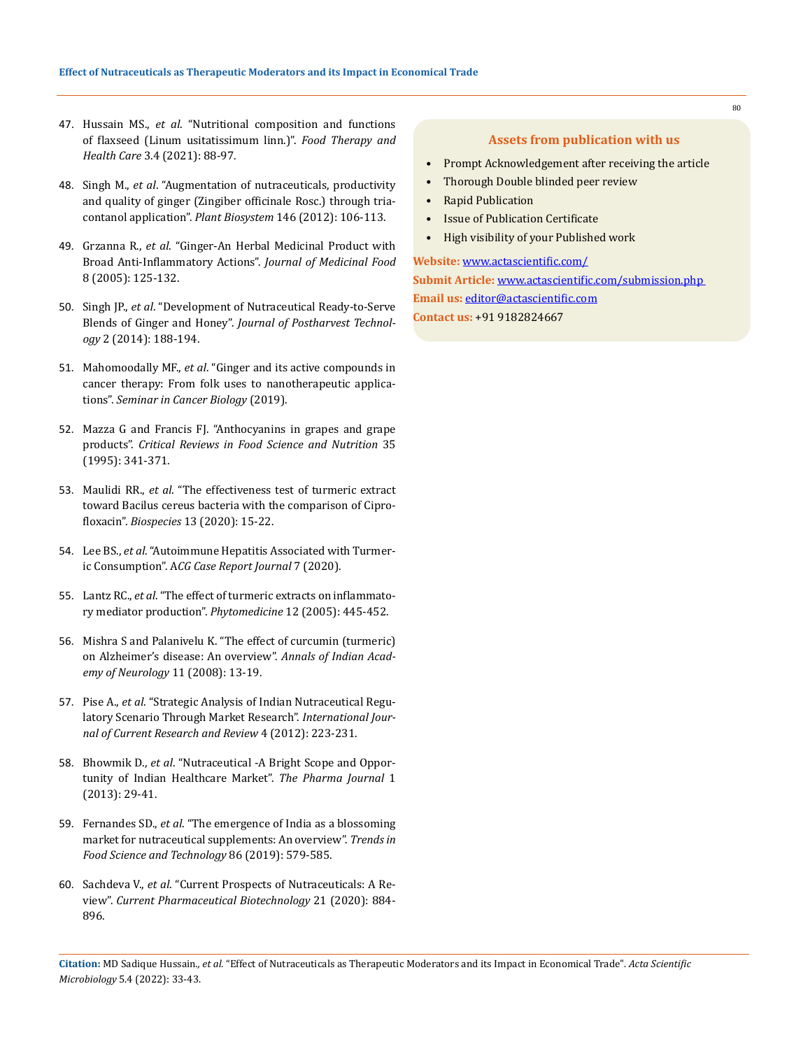47. Hussain MS., *et al*. "Nutritional composition and functions of flaxseed (Linum usitatissimum linn.)". *Food Therapy and Health Care* 3.4 (2021): 88-97.

48. Singh M., *et al*. "Augmentation of nutraceuticals, productivity and quality of ginger (Zingiber officinale Rosc.) through triacontanol application". *Plant Biosystem* 146 (2012): 106-113.

49. Grzanna R., *et al*. "Ginger-An Herbal Medicinal Product with Broad Anti-Inflammatory Actions". *Journal of Medicinal Food* 8 (2005): 125-132.

50. Singh JP., *et al*. "Development of Nutraceutical Ready-to-Serve Blends of Ginger and Honey". *Journal of Postharvest Technology* 2 (2014): 188-194.

51. Mahomoodally MF., *et al*. "Ginger and its active compounds in cancer therapy: From folk uses to nanotherapeutic applications". *Seminar in Cancer Biology* (2019).

52. Mazza G and Francis FJ. "Anthocyanins in grapes and grape products". *Critical Reviews in Food Science and Nutrition* 35 (1995): 341-371.

53. Maulidi RR., *et al*. "The effectiveness test of turmeric extract toward Bacilus cereus bacteria with the comparison of Ciprofloxacin". *Biospecies* 13 (2020): 15-22.

54. Lee BS., *et al*. "Autoimmune Hepatitis Associated with Turmeric Consumption". A*CG Case Report Journal* 7 (2020).

55. Lantz RC., *et al*. "The effect of turmeric extracts on inflammatory mediator production". *Phytomedicine* 12 (2005): 445-452.

56. Mishra S and Palanivelu K. "The effect of curcumin (turmeric) on Alzheimer's disease: An overview". *Annals of Indian Academy of Neurology* 11 (2008): 13-19.

57. Pise A., *et al*. "Strategic Analysis of Indian Nutraceutical Regulatory Scenario Through Market Research". *International Journal of Current Research and Review* 4 (2012): 223-231.

58. Bhowmik D., *et al*. "Nutraceutical -A Bright Scope and Opportunity of Indian Healthcare Market". *The Pharma Journal* 1 (2013): 29-41.

59. Fernandes SD., *et al*. "The emergence of India as a blossoming market for nutraceutical supplements: An overview". *Trends in Food Science and Technology* 86 (2019): 579-585.

60. Sachdeva V., *et al*. "Current Prospects of Nutraceuticals: A Review". *Current Pharmaceutical Biotechnology* 21 (2020): 884-896.

**Assets from publication with us**

- Prompt Acknowledgement after receiving the article
- Thorough Double blinded peer review
- Rapid Publication
- Issue of Publication Certificate
- High visibility of your Published work

**Website:** www.actascientific.com/
**Submit Article:** www.actascientific.com/submission.php
**Email us:** editor@actascientific.com
**Contact us:** +91 9182824667

**Citation:** MD Sadique Hussain., *et al.* "Effect of Nutraceuticals as Therapeutic Moderators and its Impact in Economical Trade". *Acta Scientific Microbiology* 5.4 (2022): 33-43.